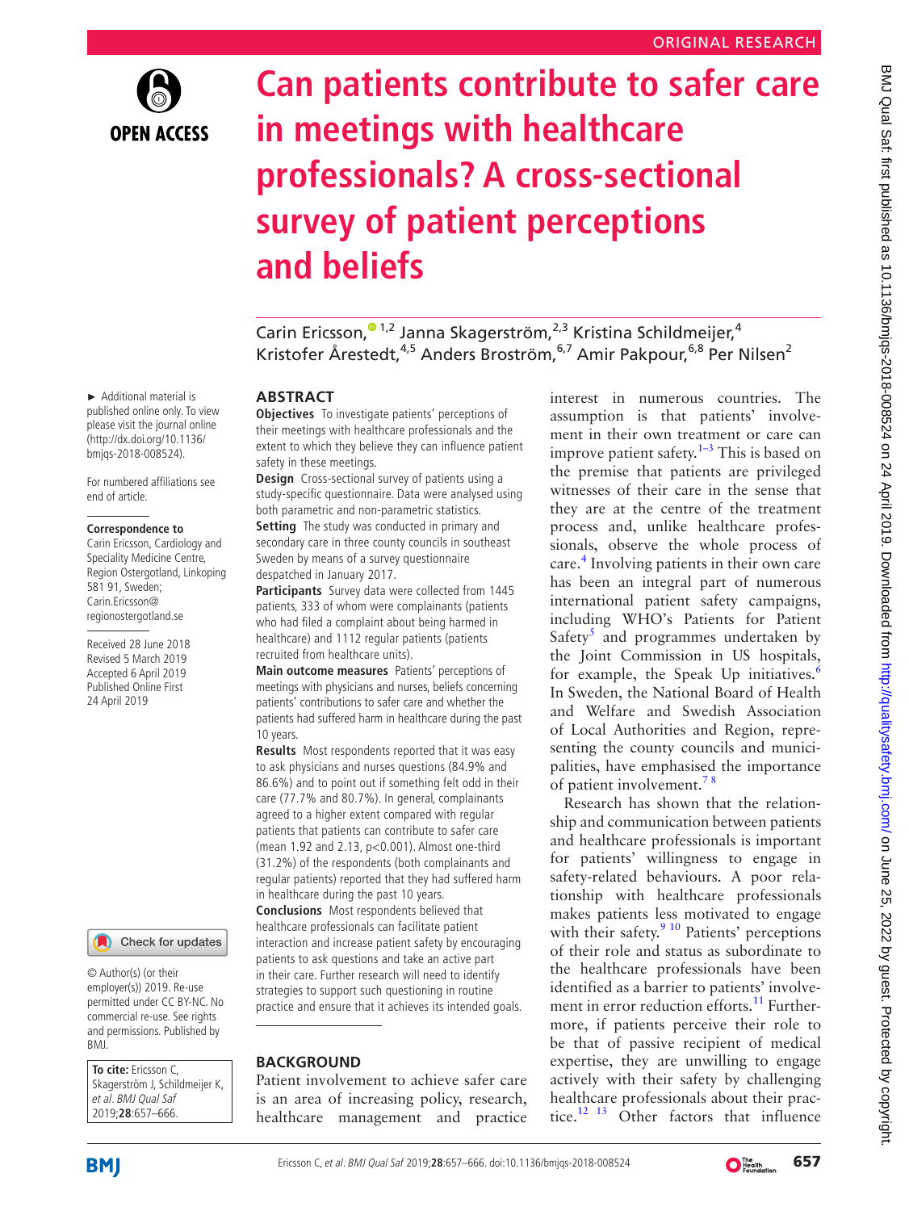ORIGINAL RESEARCH

# Can patients contribute to safer care in meetings with healthcare professionals? A cross-sectional survey of patient perceptions and beliefs

Carin Ericsson,[1,2] Janna Skagerström,[2,3] Kristina Schildmeijer,[4] Kristofer Årestedt,[4,5] Anders Broström,[6,7] Amir Pakpour,[6,8] Per Nilsen[2]

► Additional material is published online only. To view please visit the journal online (http://dx.doi.org/10.1136/bmjqs-2018-008524).

For numbered affiliations see end of article.

**Correspondence to**
Carin Ericsson, Cardiology and Speciality Medicine Centre, Region Ostergotland, Linkoping 581 91, Sweden; Carin.Ericsson@regionostergotland.se

Received 28 June 2018
Revised 5 March 2019
Accepted 6 April 2019
Published Online First 24 April 2019

© Author(s) (or their employer(s)) 2019. Re-use permitted under CC BY-NC. No commercial re-use. See rights and permissions. Published by BMJ.

**To cite:** Ericsson C, Skagerström J, Schildmeijer K, *et al. BMJ Qual Saf* 2019;**28**:657–666.

## ABSTRACT

**Objectives** To investigate patients' perceptions of their meetings with healthcare professionals and the extent to which they believe they can influence patient safety in these meetings.

**Design** Cross-sectional survey of patients using a study-specific questionnaire. Data were analysed using both parametric and non-parametric statistics.

**Setting** The study was conducted in primary and secondary care in three county councils in southeast Sweden by means of a survey questionnaire despatched in January 2017.

**Participants** Survey data were collected from 1445 patients, 333 of whom were complainants (patients who had filed a complaint about being harmed in healthcare) and 1112 regular patients (patients recruited from healthcare units).

**Main outcome measures** Patients' perceptions of meetings with physicians and nurses, beliefs concerning patients' contributions to safer care and whether the patients had suffered harm in healthcare during the past 10 years.

**Results** Most respondents reported that it was easy to ask physicians and nurses questions (84.9% and 86.6%) and to point out if something felt odd in their care (77.7% and 80.7%). In general, complainants agreed to a higher extent compared with regular patients that patients can contribute to safer care (mean 1.92 and 2.13, $p<0.001$). Almost one-third (31.2%) of the respondents (both complainants and regular patients) reported that they had suffered harm in healthcare during the past 10 years.

**Conclusions** Most respondents believed that healthcare professionals can facilitate patient interaction and increase patient safety by encouraging patients to ask questions and take an active part in their care. Further research will need to identify strategies to support such questioning in routine practice and ensure that it achieves its intended goals.

## BACKGROUND

Patient involvement to achieve safer care is an area of increasing policy, research, healthcare management and practice interest in numerous countries. The assumption is that patients' involvement in their own treatment or care can improve patient safety.[1–3] This is based on the premise that patients are privileged witnesses of their care in the sense that they are at the centre of the treatment process and, unlike healthcare professionals, observe the whole process of care.[4] Involving patients in their own care has been an integral part of numerous international patient safety campaigns, including WHO's Patients for Patient Safety[5] and programmes undertaken by the Joint Commission in US hospitals, for example, the Speak Up initiatives.[6] In Sweden, the National Board of Health and Welfare and Swedish Association of Local Authorities and Region, representing the county councils and municipalities, have emphasised the importance of patient involvement.[7 8]

Research has shown that the relationship and communication between patients and healthcare professionals is important for patients' willingness to engage in safety-related behaviours. A poor relationship with healthcare professionals makes patients less motivated to engage with their safety.[9 10] Patients' perceptions of their role and status as subordinate to the healthcare professionals have been identified as a barrier to patients' involvement in error reduction efforts.[11] Furthermore, if patients perceive their role to be that of passive recipient of medical expertise, they are unwilling to engage actively with their safety by challenging healthcare professionals about their practice.[12 13] Other factors that influence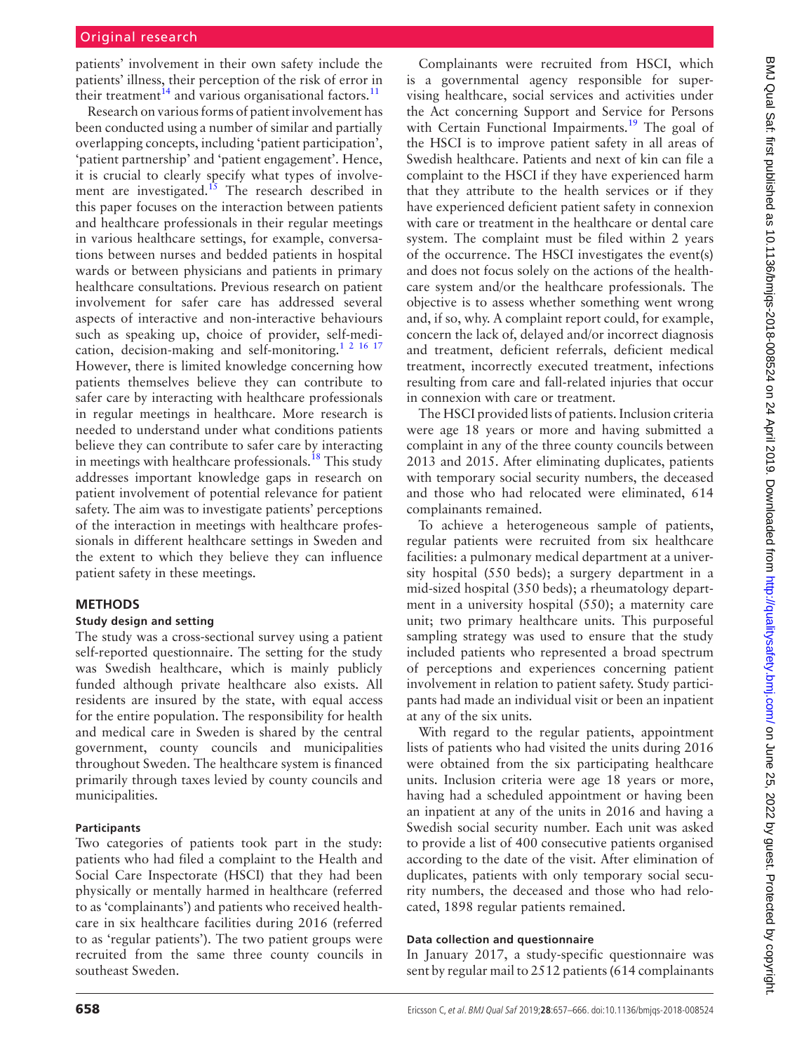patients' involvement in their own safety include the patients' illness, their perception of the risk of error in their treatment[14] and various organisational factors.[11]

Research on various forms of patient involvement has been conducted using a number of similar and partially overlapping concepts, including 'patient participation', 'patient partnership' and 'patient engagement'. Hence, it is crucial to clearly specify what types of involvement are investigated.[15] The research described in this paper focuses on the interaction between patients and healthcare professionals in their regular meetings in various healthcare settings, for example, conversations between nurses and bedded patients in hospital wards or between physicians and patients in primary healthcare consultations. Previous research on patient involvement for safer care has addressed several aspects of interactive and non-interactive behaviours such as speaking up, choice of provider, self-medication, decision-making and self-monitoring.[1 2 16 17] However, there is limited knowledge concerning how patients themselves believe they can contribute to safer care by interacting with healthcare professionals in regular meetings in healthcare. More research is needed to understand under what conditions patients believe they can contribute to safer care by interacting in meetings with healthcare professionals.[18] This study addresses important knowledge gaps in research on patient involvement of potential relevance for patient safety. The aim was to investigate patients' perceptions of the interaction in meetings with healthcare professionals in different healthcare settings in Sweden and the extent to which they believe they can influence patient safety in these meetings.

## METHODS

### Study design and setting

The study was a cross-sectional survey using a patient self-reported questionnaire. The setting for the study was Swedish healthcare, which is mainly publicly funded although private healthcare also exists. All residents are insured by the state, with equal access for the entire population. The responsibility for health and medical care in Sweden is shared by the central government, county councils and municipalities throughout Sweden. The healthcare system is financed primarily through taxes levied by county councils and municipalities.

### Participants

Two categories of patients took part in the study: patients who had filed a complaint to the Health and Social Care Inspectorate (HSCI) that they had been physically or mentally harmed in healthcare (referred to as 'complainants') and patients who received healthcare in six healthcare facilities during 2016 (referred to as 'regular patients'). The two patient groups were recruited from the same three county councils in southeast Sweden.

Complainants were recruited from HSCI, which is a governmental agency responsible for supervising healthcare, social services and activities under the Act concerning Support and Service for Persons with Certain Functional Impairments.[19] The goal of the HSCI is to improve patient safety in all areas of Swedish healthcare. Patients and next of kin can file a complaint to the HSCI if they have experienced harm that they attribute to the health services or if they have experienced deficient patient safety in connexion with care or treatment in the healthcare or dental care system. The complaint must be filed within 2 years of the occurrence. The HSCI investigates the event(s) and does not focus solely on the actions of the healthcare system and/or the healthcare professionals. The objective is to assess whether something went wrong and, if so, why. A complaint report could, for example, concern the lack of, delayed and/or incorrect diagnosis and treatment, deficient referrals, deficient medical treatment, incorrectly executed treatment, infections resulting from care and fall-related injuries that occur in connexion with care or treatment.

The HSCI provided lists of patients. Inclusion criteria were age 18 years or more and having submitted a complaint in any of the three county councils between 2013 and 2015. After eliminating duplicates, patients with temporary social security numbers, the deceased and those who had relocated were eliminated, 614 complainants remained.

To achieve a heterogeneous sample of patients, regular patients were recruited from six healthcare facilities: a pulmonary medical department at a university hospital (550 beds); a surgery department in a mid-sized hospital (350 beds); a rheumatology department in a university hospital (550); a maternity care unit; two primary healthcare units. This purposeful sampling strategy was used to ensure that the study included patients who represented a broad spectrum of perceptions and experiences concerning patient involvement in relation to patient safety. Study participants had made an individual visit or been an inpatient at any of the six units.

With regard to the regular patients, appointment lists of patients who had visited the units during 2016 were obtained from the six participating healthcare units. Inclusion criteria were age 18 years or more, having had a scheduled appointment or having been an inpatient at any of the units in 2016 and having a Swedish social security number. Each unit was asked to provide a list of 400 consecutive patients organised according to the date of the visit. After elimination of duplicates, patients with only temporary social security numbers, the deceased and those who had relocated, 1898 regular patients remained.

### Data collection and questionnaire

In January 2017, a study-specific questionnaire was sent by regular mail to 2512 patients (614 complainants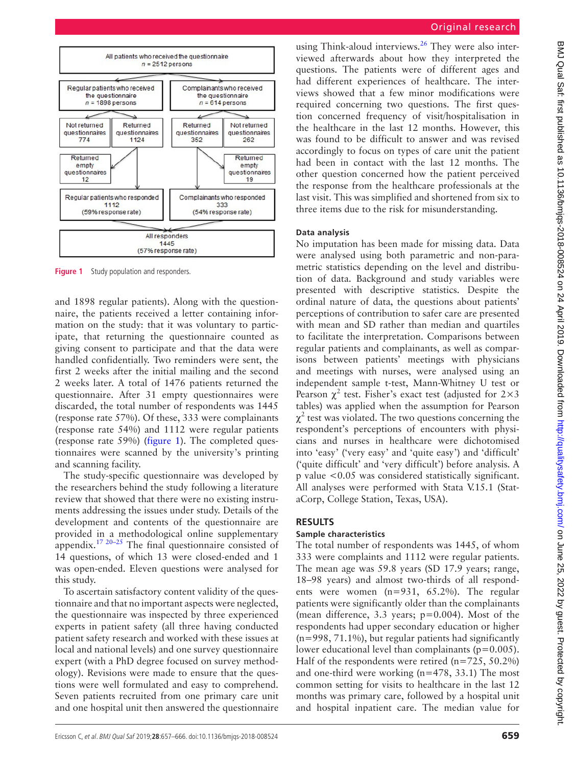All patients who received the questionnaire
n = 2512 persons

Regular patients who received the questionnaire
n = 1898 persons

Complainants who received the questionnaire
n = 614 persons

Not returned questionnaires 774

Returned questionnaires 1124

Returned questionnaires 352

Not returned questionnaires 262

Returned empty questionnaires 12

Returned empty questionnaires 19

Regular patients who responded 1112 (59% response rate)

Complainants who responded 333 (54% response rate)

All responders 1445 (57% response rate)

**Figure 1** Study population and responders.

and 1898 regular patients). Along with the questionnaire, the patients received a letter containing information on the study: that it was voluntary to participate, that returning the questionnaire counted as giving consent to participate and that the data were handled confidentially. Two reminders were sent, the first 2 weeks after the initial mailing and the second 2 weeks later. A total of 1476 patients returned the questionnaire. After 31 empty questionnaires were discarded, the total number of respondents was 1445 (response rate 57%). Of these, 333 were complainants (response rate 54%) and 1112 were regular patients (response rate 59%) (figure 1). The completed questionnaires were scanned by the university's printing and scanning facility.

The study-specific questionnaire was developed by the researchers behind the study following a literature review that showed that there were no existing instruments addressing the issues under study. Details of the development and contents of the questionnaire are provided in a methodological online supplementary appendix.[17 20–25] The final questionnaire consisted of 14 questions, of which 13 were closed-ended and 1 was open-ended. Eleven questions were analysed for this study.

To ascertain satisfactory content validity of the questionnaire and that no important aspects were neglected, the questionnaire was inspected by three experienced experts in patient safety (all three having conducted patient safety research and worked with these issues at local and national levels) and one survey questionnaire expert (with a PhD degree focused on survey methodology). Revisions were made to ensure that the questions were well formulated and easy to comprehend. Seven patients recruited from one primary care unit and one hospital unit then answered the questionnaire using Think-aloud interviews.[26] They were also interviewed afterwards about how they interpreted the questions. The patients were of different ages and had different experiences of healthcare. The interviews showed that a few minor modifications were required concerning two questions. The first question concerned frequency of visit/hospitalisation in the healthcare in the last 12 months. However, this was found to be difficult to answer and was revised accordingly to focus on types of care unit the patient had been in contact with the last 12 months. The other question concerned how the patient perceived the response from the healthcare professionals at the last visit. This was simplified and shortened from six to three items due to the risk for misunderstanding.

### Data analysis

No imputation has been made for missing data. Data were analysed using both parametric and non-parametric statistics depending on the level and distribution of data. Background and study variables were presented with descriptive statistics. Despite the ordinal nature of data, the questions about patients' perceptions of contribution to safer care are presented with mean and SD rather than median and quartiles to facilitate the interpretation. Comparisons between regular patients and complainants, as well as comparisons between patients' meetings with physicians and meetings with nurses, were analysed using an independent sample t-test, Mann-Whitney U test or Pearson $\chi^2$ test. Fisher's exact test (adjusted for 2×3 tables) was applied when the assumption for Pearson $\chi^2$ test was violated. The two questions concerning the respondent's perceptions of encounters with physicians and nurses in healthcare were dichotomised into 'easy' ('very easy' and 'quite easy') and 'difficult' ('quite difficult' and 'very difficult') before analysis. A p value <0.05 was considered statistically significant. All analyses were performed with Stata V.15.1 (StataCorp, College Station, Texas, USA).

## RESULTS

### Sample characteristics

The total number of respondents was 1445, of whom 333 were complaints and 1112 were regular patients. The mean age was 59.8 years (SD 17.9 years; range, 18–98 years) and almost two-thirds of all respondents were women (n=931, 65.2%). The regular patients were significantly older than the complainants (mean difference, 3.3 years; p=0.004). Most of the respondents had upper secondary education or higher (n=998, 71.1%), but regular patients had significantly lower educational level than complainants (p=0.005). Half of the respondents were retired (n=725, 50.2%) and one-third were working (n=478, 33.1) The most common setting for visits to healthcare in the last 12 months was primary care, followed by a hospital unit and hospital inpatient care. The median value for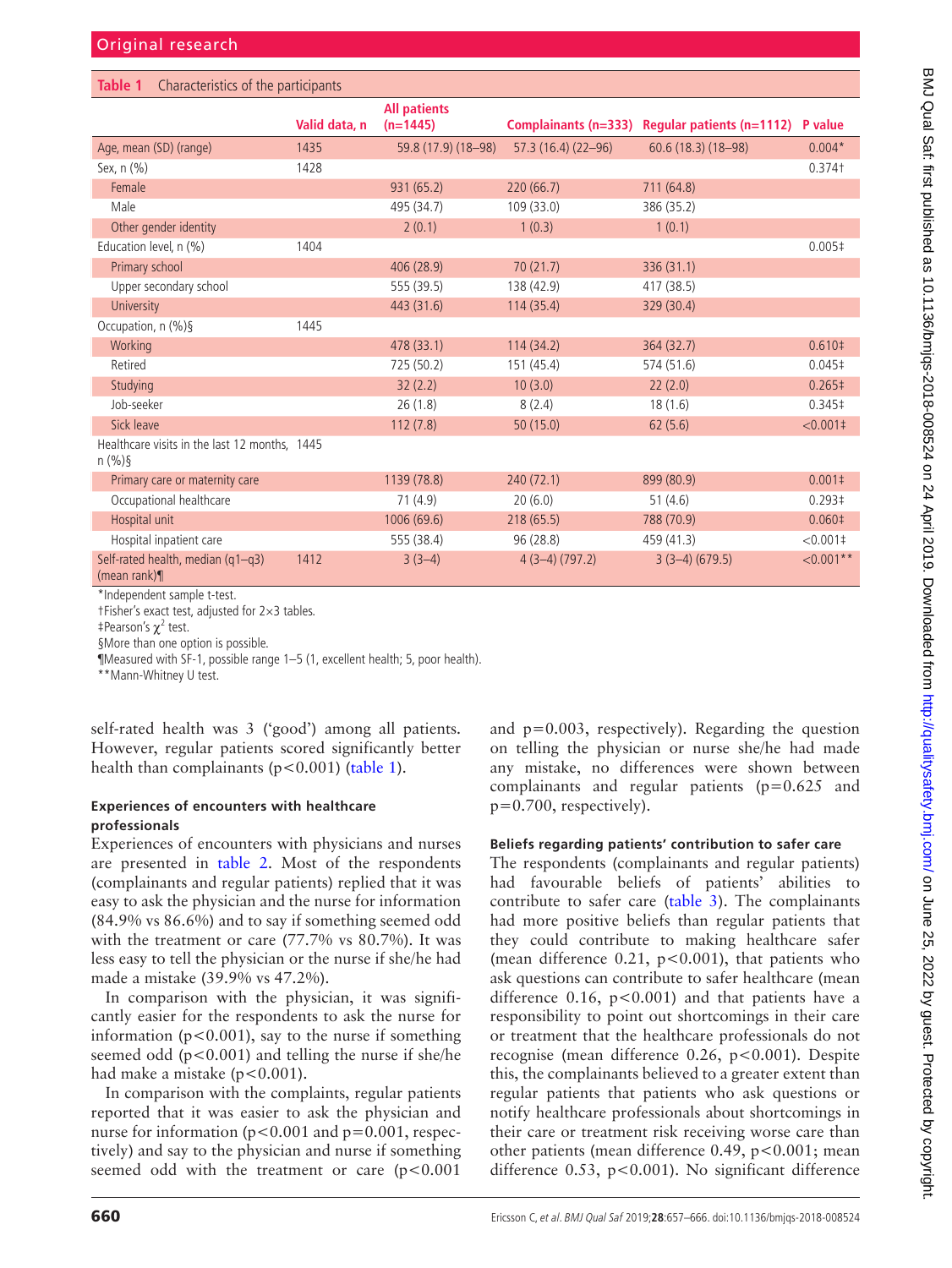**Table 1** Characteristics of the participants

| | Valid data, n | All patients (n=1445) | Complainants (n=333) | Regular patients (n=1112) | P value |
|---|---|---|---|---|---|
| Age, mean (SD) (range) | 1435 | 59.8 (17.9) (18–98) | 57.3 (16.4) (22–96) | 60.6 (18.3) (18–98) | 0.004* |
| Sex, n (%) | 1428 | | | | 0.374† |
| Female | | 931 (65.2) | 220 (66.7) | 711 (64.8) | |
| Male | | 495 (34.7) | 109 (33.0) | 386 (35.2) | |
| Other gender identity | | 2 (0.1) | 1 (0.3) | 1 (0.1) | |
| Education level, n (%) | 1404 | | | | 0.005‡ |
| Primary school | | 406 (28.9) | 70 (21.7) | 336 (31.1) | |
| Upper secondary school | | 555 (39.5) | 138 (42.9) | 417 (38.5) | |
| University | | 443 (31.6) | 114 (35.4) | 329 (30.4) | |
| Occupation, n (%)§ | 1445 | | | | |
| Working | | 478 (33.1) | 114 (34.2) | 364 (32.7) | 0.610‡ |
| Retired | | 725 (50.2) | 151 (45.4) | 574 (51.6) | 0.045‡ |
| Studying | | 32 (2.2) | 10 (3.0) | 22 (2.0) | 0.265‡ |
| Job-seeker | | 26 (1.8) | 8 (2.4) | 18 (1.6) | 0.345‡ |
| Sick leave | | 112 (7.8) | 50 (15.0) | 62 (5.6) | <0.001‡ |
| Healthcare visits in the last 12 months, n (%)§ | 1445 | | | | |
| Primary care or maternity care | | 1139 (78.8) | 240 (72.1) | 899 (80.9) | 0.001‡ |
| Occupational healthcare | | 71 (4.9) | 20 (6.0) | 51 (4.6) | 0.293‡ |
| Hospital unit | | 1006 (69.6) | 218 (65.5) | 788 (70.9) | 0.060‡ |
| Hospital inpatient care | | 555 (38.4) | 96 (28.8) | 459 (41.3) | <0.001‡ |
| Self-rated health, median (q1–q3) (mean rank)¶ | 1412 | 3 (3–4) | 4 (3–4) (797.2) | 3 (3–4) (679.5) | <0.001** |

*Independent sample t-test.
†Fisher's exact test, adjusted for 2×3 tables.
‡Pearson's $\chi^2$ test.
§More than one option is possible.
¶Measured with SF-1, possible range 1–5 (1, excellent health; 5, poor health).
**Mann-Whitney U test.

self-rated health was 3 ('good') among all patients. However, regular patients scored significantly better health than complainants ($p<0.001$) (table 1).

### Experiences of encounters with healthcare professionals

Experiences of encounters with physicians and nurses are presented in table 2. Most of the respondents (complainants and regular patients) replied that it was easy to ask the physician and the nurse for information (84.9% vs 86.6%) and to say if something seemed odd with the treatment or care (77.7% vs 80.7%). It was less easy to tell the physician or the nurse if she/he had made a mistake (39.9% vs 47.2%).

In comparison with the physician, it was significantly easier for the respondents to ask the nurse for information ($p<0.001$), say to the nurse if something seemed odd ($p<0.001$) and telling the nurse if she/he had make a mistake ($p<0.001$).

In comparison with the complaints, regular patients reported that it was easier to ask the physician and nurse for information ($p<0.001$ and $p=0.001$, respectively) and say to the physician and nurse if something seemed odd with the treatment or care ($p<0.001$ and $p=0.003$, respectively). Regarding the question on telling the physician or nurse she/he had made any mistake, no differences were shown between complainants and regular patients ($p=0.625$ and $p=0.700$, respectively).

### Beliefs regarding patients' contribution to safer care

The respondents (complainants and regular patients) had favourable beliefs of patients' abilities to contribute to safer care (table 3). The complainants had more positive beliefs than regular patients that they could contribute to making healthcare safer (mean difference 0.21, $p<0.001$), that patients who ask questions can contribute to safer healthcare (mean difference 0.16, $p<0.001$) and that patients have a responsibility to point out shortcomings in their care or treatment that the healthcare professionals do not recognise (mean difference 0.26, $p<0.001$). Despite this, the complainants believed to a greater extent than regular patients that patients who ask questions or notify healthcare professionals about shortcomings in their care or treatment risk receiving worse care than other patients (mean difference 0.49, $p<0.001$; mean difference 0.53, $p<0.001$). No significant difference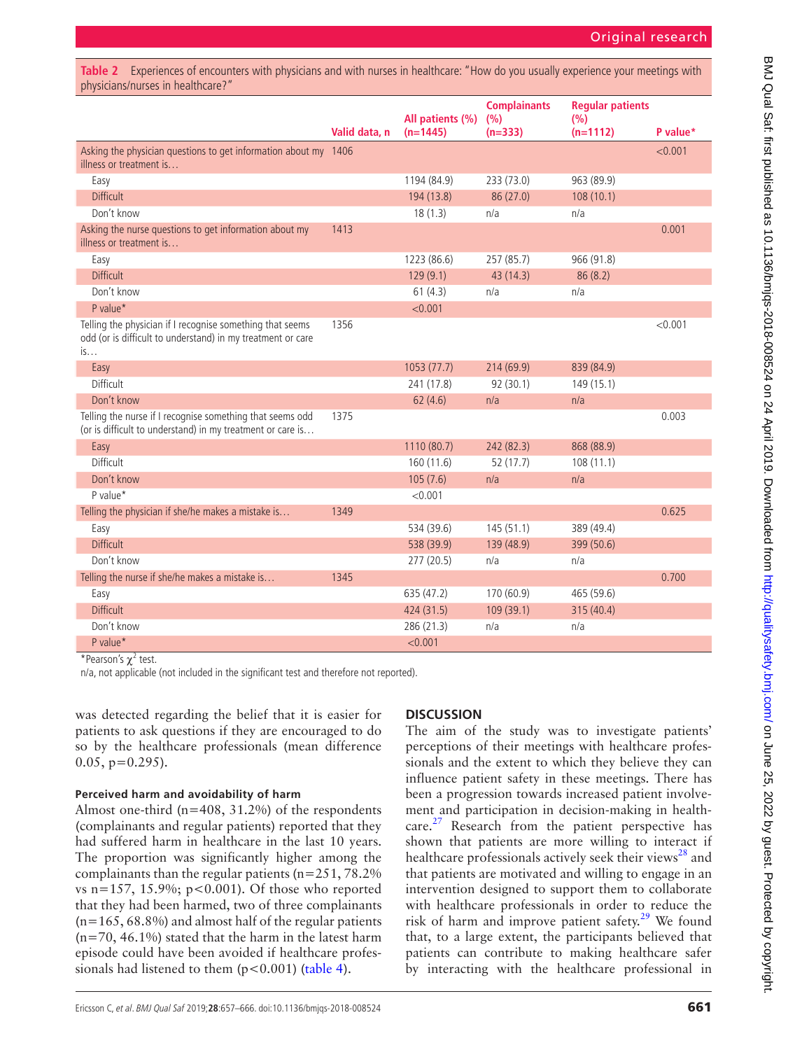**Table 2** Experiences of encounters with physicians and with nurses in healthcare: "How do you usually experience your meetings with physicians/nurses in healthcare?"

| | Valid data, n | All patients (%) (n=1445) | Complainants (%) (n=333) | Regular patients (%) (n=1112) | P value* |
|---|---|---|---|---|---|
| Asking the physician questions to get information about my illness or treatment is… | 1406 | | | | <0.001 |
| Easy | | 1194 (84.9) | 233 (73.0) | 963 (89.9) | |
| Difficult | | 194 (13.8) | 86 (27.0) | 108 (10.1) | |
| Don't know | | 18 (1.3) | n/a | n/a | |
| Asking the nurse questions to get information about my illness or treatment is… | 1413 | | | | 0.001 |
| Easy | | 1223 (86.6) | 257 (85.7) | 966 (91.8) | |
| Difficult | | 129 (9.1) | 43 (14.3) | 86 (8.2) | |
| Don't know | | 61 (4.3) | n/a | n/a | |
| P value* | | <0.001 | | | |
| Telling the physician if I recognise something that seems odd (or is difficult to understand) in my treatment or care is… | 1356 | | | | <0.001 |
| Easy | | 1053 (77.7) | 214 (69.9) | 839 (84.9) | |
| Difficult | | 241 (17.8) | 92 (30.1) | 149 (15.1) | |
| Don't know | | 62 (4.6) | n/a | n/a | |
| Telling the nurse if I recognise something that seems odd (or is difficult to understand) in my treatment or care is… | 1375 | | | | 0.003 |
| Easy | | 1110 (80.7) | 242 (82.3) | 868 (88.9) | |
| Difficult | | 160 (11.6) | 52 (17.7) | 108 (11.1) | |
| Don't know | | 105 (7.6) | n/a | n/a | |
| P value* | | <0.001 | | | |
| Telling the physician if she/he makes a mistake is… | 1349 | | | | 0.625 |
| Easy | | 534 (39.6) | 145 (51.1) | 389 (49.4) | |
| Difficult | | 538 (39.9) | 139 (48.9) | 399 (50.6) | |
| Don't know | | 277 (20.5) | n/a | n/a | |
| Telling the nurse if she/he makes a mistake is… | 1345 | | | | 0.700 |
| Easy | | 635 (47.2) | 170 (60.9) | 465 (59.6) | |
| Difficult | | 424 (31.5) | 109 (39.1) | 315 (40.4) | |
| Don't know | | 286 (21.3) | n/a | n/a | |
| P value* | | <0.001 | | | |

*Pearson's $\chi^2$ test.

n/a, not applicable (not included in the significant test and therefore not reported).

was detected regarding the belief that it is easier for patients to ask questions if they are encouraged to do so by the healthcare professionals (mean difference 0.05, p=0.295).

#### Perceived harm and avoidability of harm

Almost one-third (n=408, 31.2%) of the respondents (complainants and regular patients) reported that they had suffered harm in healthcare in the last 10 years. The proportion was significantly higher among the complainants than the regular patients (n=251, 78.2% vs n=157, 15.9%; p<0.001). Of those who reported that they had been harmed, two of three complainants (n=165, 68.8%) and almost half of the regular patients (n=70, 46.1%) stated that the harm in the latest harm episode could have been avoided if healthcare professionals had listened to them (p<0.001) (table 4).

## DISCUSSION

The aim of the study was to investigate patients' perceptions of their meetings with healthcare professionals and the extent to which they believe they can influence patient safety in these meetings. There has been a progression towards increased patient involvement and participation in decision-making in healthcare.[27] Research from the patient perspective has shown that patients are more willing to interact if healthcare professionals actively seek their views[28] and that patients are motivated and willing to engage in an intervention designed to support them to collaborate with healthcare professionals in order to reduce the risk of harm and improve patient safety.[29] We found that, to a large extent, the participants believed that patients can contribute to making healthcare safer by interacting with the healthcare professional in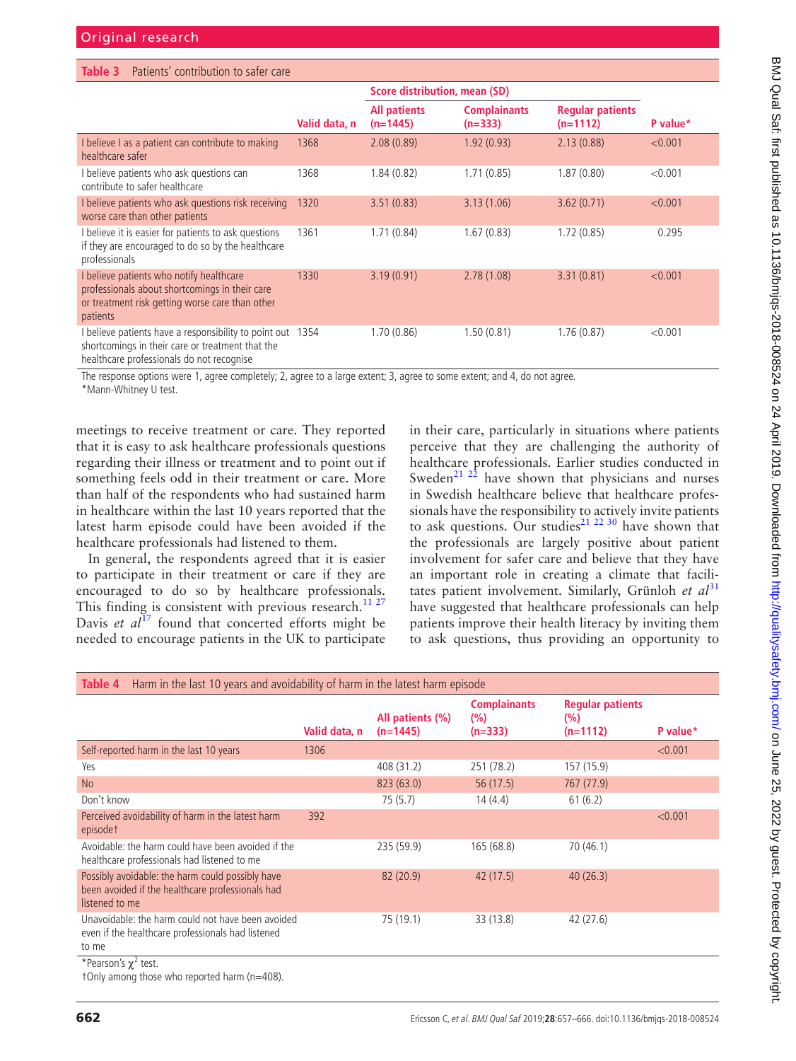**Table 3** Patients' contribution to safer care

| | Valid data, n | Score distribution, mean (SD) | | | P value* |
|---|---|---|---|---|---|
| | | All patients (n=1445) | Complainants (n=333) | Regular patients (n=1112) | |
| I believe I as a patient can contribute to making healthcare safer | 1368 | 2.08 (0.89) | 1.92 (0.93) | 2.13 (0.88) | <0.001 |
| I believe patients who ask questions can contribute to safer healthcare | 1368 | 1.84 (0.82) | 1.71 (0.85) | 1.87 (0.80) | <0.001 |
| I believe patients who ask questions risk receiving worse care than other patients | 1320 | 3.51 (0.83) | 3.13 (1.06) | 3.62 (0.71) | <0.001 |
| I believe it is easier for patients to ask questions if they are encouraged to do so by the healthcare professionals | 1361 | 1.71 (0.84) | 1.67 (0.83) | 1.72 (0.85) | 0.295 |
| I believe patients who notify healthcare professionals about shortcomings in their care or treatment risk getting worse care than other patients | 1330 | 3.19 (0.91) | 2.78 (1.08) | 3.31 (0.81) | <0.001 |
| I believe patients have a responsibility to point out shortcomings in their care or treatment that the healthcare professionals do not recognise | 1354 | 1.70 (0.86) | 1.50 (0.81) | 1.76 (0.87) | <0.001 |

The response options were 1, agree completely; 2, agree to a large extent; 3, agree to some extent; and 4, do not agree.
*Mann-Whitney U test.

meetings to receive treatment or care. They reported that it is easy to ask healthcare professionals questions regarding their illness or treatment and to point out if something feels odd in their treatment or care. More than half of the respondents who had sustained harm in healthcare within the last 10 years reported that the latest harm episode could have been avoided if the healthcare professionals had listened to them.

In general, the respondents agreed that it is easier to participate in their treatment or care if they are encouraged to do so by healthcare professionals. This finding is consistent with previous research.[11 27] Davis *et al*[17] found that concerted efforts might be needed to encourage patients in the UK to participate in their care, particularly in situations where patients perceive that they are challenging the authority of healthcare professionals. Earlier studies conducted in Sweden[21 22] have shown that physicians and nurses in Swedish healthcare believe that healthcare professionals have the responsibility to actively invite patients to ask questions. Our studies[21 22 30] have shown that the professionals are largely positive about patient involvement for safer care and believe that they have an important role in creating a climate that facilitates patient involvement. Similarly, Grünloh *et al*[31] have suggested that healthcare professionals can help patients improve their health literacy by inviting them to ask questions, thus providing an opportunity to

**Table 4** Harm in the last 10 years and avoidability of harm in the latest harm episode

| | Valid data, n | All patients (%) (n=1445) | Complainants (%) (n=333) | Regular patients (%) (n=1112) | P value* |
|---|---|---|---|---|---|
| Self-reported harm in the last 10 years | 1306 | | | | <0.001 |
| Yes | | 408 (31.2) | 251 (78.2) | 157 (15.9) | |
| No | | 823 (63.0) | 56 (17.5) | 767 (77.9) | |
| Don't know | | 75 (5.7) | 14 (4.4) | 61 (6.2) | |
| Perceived avoidability of harm in the latest harm episode† | 392 | | | | <0.001 |
| Avoidable: the harm could have been avoided if the healthcare professionals had listened to me | | 235 (59.9) | 165 (68.8) | 70 (46.1) | |
| Possibly avoidable: the harm could possibly have been avoided if the healthcare professionals had listened to me | | 82 (20.9) | 42 (17.5) | 40 (26.3) | |
| Unavoidable: the harm could not have been avoided even if the healthcare professionals had listened to me | | 75 (19.1) | 33 (13.8) | 42 (27.6) | |

*Pearson's $\chi^2$ test.
†Only among those who reported harm (n=408).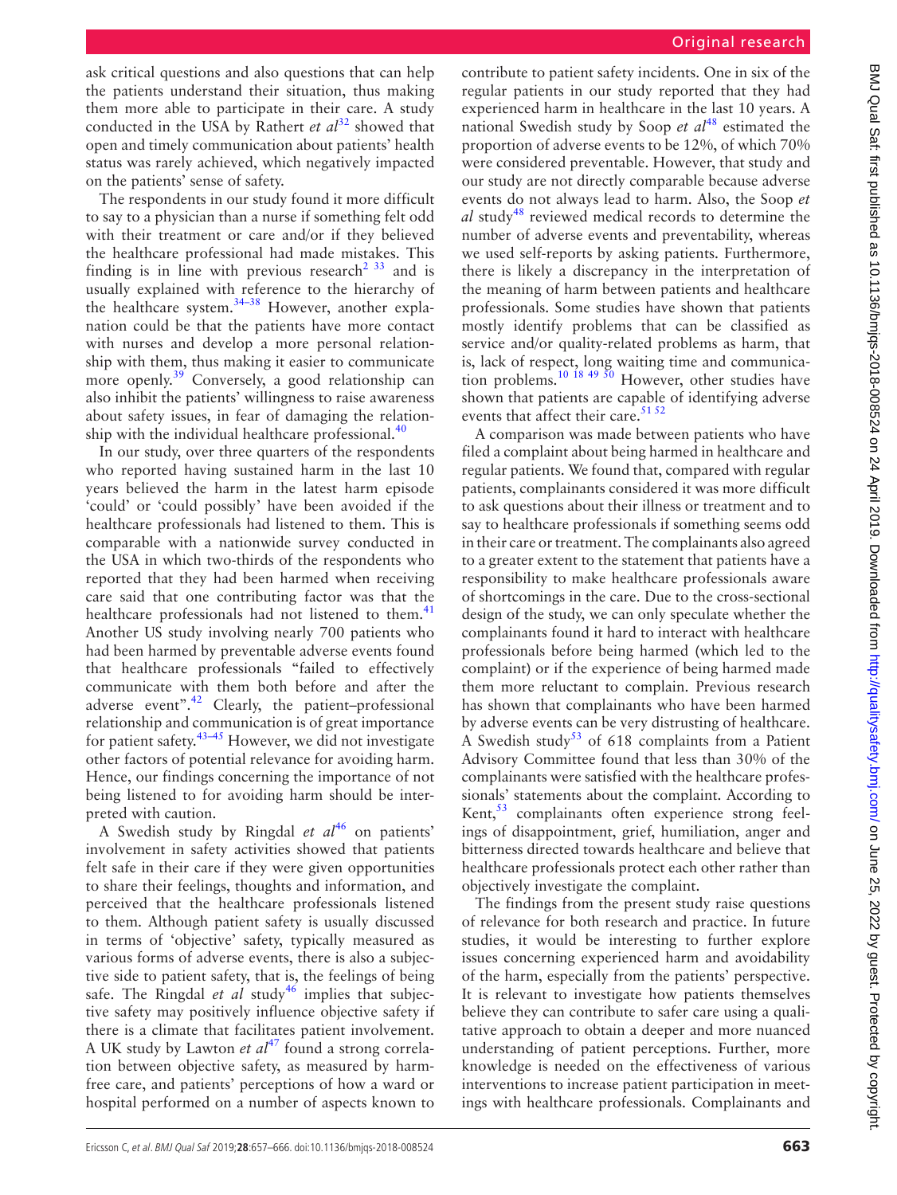ask critical questions and also questions that can help the patients understand their situation, thus making them more able to participate in their care. A study conducted in the USA by Rathert *et al*[32] showed that open and timely communication about patients' health status was rarely achieved, which negatively impacted on the patients' sense of safety.

The respondents in our study found it more difficult to say to a physician than a nurse if something felt odd with their treatment or care and/or if they believed the healthcare professional had made mistakes. This finding is in line with previous research[2 33] and is usually explained with reference to the hierarchy of the healthcare system.[34–38] However, another explanation could be that the patients have more contact with nurses and develop a more personal relationship with them, thus making it easier to communicate more openly.[39] Conversely, a good relationship can also inhibit the patients' willingness to raise awareness about safety issues, in fear of damaging the relationship with the individual healthcare professional.[40]

In our study, over three quarters of the respondents who reported having sustained harm in the last 10 years believed the harm in the latest harm episode 'could' or 'could possibly' have been avoided if the healthcare professionals had listened to them. This is comparable with a nationwide survey conducted in the USA in which two-thirds of the respondents who reported that they had been harmed when receiving care said that one contributing factor was that the healthcare professionals had not listened to them.[41] Another US study involving nearly 700 patients who had been harmed by preventable adverse events found that healthcare professionals "failed to effectively communicate with them both before and after the adverse event".[42] Clearly, the patient–professional relationship and communication is of great importance for patient safety.[43–45] However, we did not investigate other factors of potential relevance for avoiding harm. Hence, our findings concerning the importance of not being listened to for avoiding harm should be interpreted with caution.

A Swedish study by Ringdal *et al*[46] on patients' involvement in safety activities showed that patients felt safe in their care if they were given opportunities to share their feelings, thoughts and information, and perceived that the healthcare professionals listened to them. Although patient safety is usually discussed in terms of 'objective' safety, typically measured as various forms of adverse events, there is also a subjective side to patient safety, that is, the feelings of being safe. The Ringdal *et al* study[46] implies that subjective safety may positively influence objective safety if there is a climate that facilitates patient involvement. A UK study by Lawton *et al*[47] found a strong correlation between objective safety, as measured by harm-free care, and patients' perceptions of how a ward or hospital performed on a number of aspects known to contribute to patient safety incidents. One in six of the regular patients in our study reported that they had experienced harm in healthcare in the last 10 years. A national Swedish study by Soop *et al*[48] estimated the proportion of adverse events to be 12%, of which 70% were considered preventable. However, that study and our study are not directly comparable because adverse events do not always lead to harm. Also, the Soop *et al* study[48] reviewed medical records to determine the number of adverse events and preventability, whereas we used self-reports by asking patients. Furthermore, there is likely a discrepancy in the interpretation of the meaning of harm between patients and healthcare professionals. Some studies have shown that patients mostly identify problems that can be classified as service and/or quality-related problems as harm, that is, lack of respect, long waiting time and communication problems.[10 18 49 50] However, other studies have shown that patients are capable of identifying adverse events that affect their care.[51 52]

A comparison was made between patients who have filed a complaint about being harmed in healthcare and regular patients. We found that, compared with regular patients, complainants considered it was more difficult to ask questions about their illness or treatment and to say to healthcare professionals if something seems odd in their care or treatment. The complainants also agreed to a greater extent to the statement that patients have a responsibility to make healthcare professionals aware of shortcomings in the care. Due to the cross-sectional design of the study, we can only speculate whether the complainants found it hard to interact with healthcare professionals before being harmed (which led to the complaint) or if the experience of being harmed made them more reluctant to complain. Previous research has shown that complainants who have been harmed by adverse events can be very distrusting of healthcare. A Swedish study[53] of 618 complaints from a Patient Advisory Committee found that less than 30% of the complainants were satisfied with the healthcare professionals' statements about the complaint. According to Kent,[53] complainants often experience strong feelings of disappointment, grief, humiliation, anger and bitterness directed towards healthcare and believe that healthcare professionals protect each other rather than objectively investigate the complaint.

The findings from the present study raise questions of relevance for both research and practice. In future studies, it would be interesting to further explore issues concerning experienced harm and avoidability of the harm, especially from the patients' perspective. It is relevant to investigate how patients themselves believe they can contribute to safer care using a qualitative approach to obtain a deeper and more nuanced understanding of patient perceptions. Further, more knowledge is needed on the effectiveness of various interventions to increase patient participation in meetings with healthcare professionals. Complainants and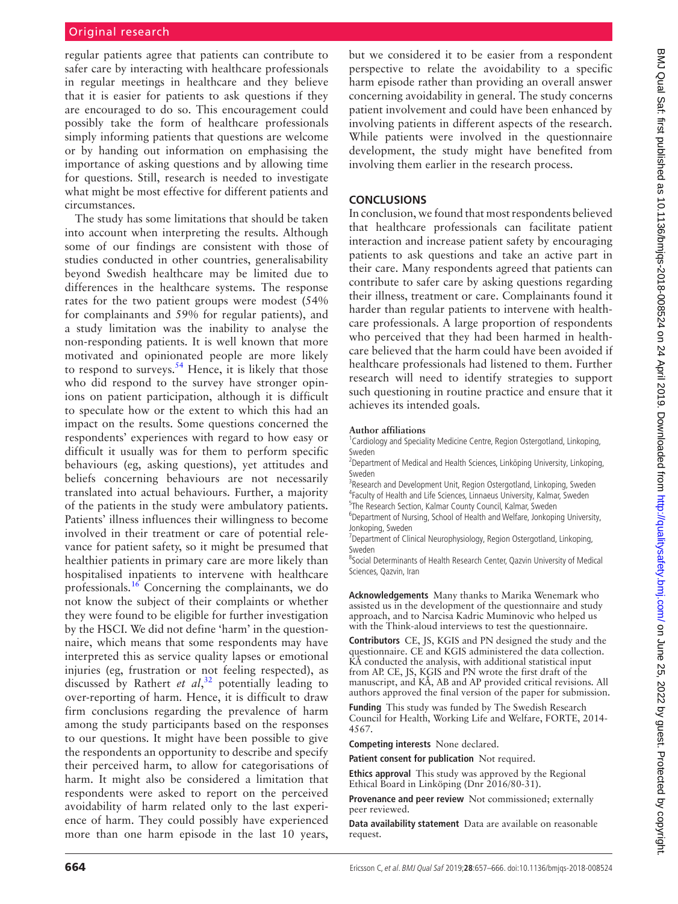regular patients agree that patients can contribute to safer care by interacting with healthcare professionals in regular meetings in healthcare and they believe that it is easier for patients to ask questions if they are encouraged to do so. This encouragement could possibly take the form of healthcare professionals simply informing patients that questions are welcome or by handing out information on emphasising the importance of asking questions and by allowing time for questions. Still, research is needed to investigate what might be most effective for different patients and circumstances.

The study has some limitations that should be taken into account when interpreting the results. Although some of our findings are consistent with those of studies conducted in other countries, generalisability beyond Swedish healthcare may be limited due to differences in the healthcare systems. The response rates for the two patient groups were modest (54% for complainants and 59% for regular patients), and a study limitation was the inability to analyse the non-responding patients. It is well known that more motivated and opinionated people are more likely to respond to surveys.[54] Hence, it is likely that those who did respond to the survey have stronger opinions on patient participation, although it is difficult to speculate how or the extent to which this had an impact on the results. Some questions concerned the respondents' experiences with regard to how easy or difficult it usually was for them to perform specific behaviours (eg, asking questions), yet attitudes and beliefs concerning behaviours are not necessarily translated into actual behaviours. Further, a majority of the patients in the study were ambulatory patients. Patients' illness influences their willingness to become involved in their treatment or care of potential relevance for patient safety, so it might be presumed that healthier patients in primary care are more likely than hospitalised inpatients to intervene with healthcare professionals.[16] Concerning the complainants, we do not know the subject of their complaints or whether they were found to be eligible for further investigation by the HSCI. We did not define 'harm' in the questionnaire, which means that some respondents may have interpreted this as service quality lapses or emotional injuries (eg, frustration or not feeling respected), as discussed by Rathert *et al*,[32] potentially leading to over-reporting of harm. Hence, it is difficult to draw firm conclusions regarding the prevalence of harm among the study participants based on the responses to our questions. It might have been possible to give the respondents an opportunity to describe and specify their perceived harm, to allow for categorisations of harm. It might also be considered a limitation that respondents were asked to report on the perceived avoidability of harm related only to the last experience of harm. They could possibly have experienced more than one harm episode in the last 10 years, but we considered it to be easier from a respondent perspective to relate the avoidability to a specific harm episode rather than providing an overall answer concerning avoidability in general. The study concerns patient involvement and could have been enhanced by involving patients in different aspects of the research. While patients were involved in the questionnaire development, the study might have benefited from involving them earlier in the research process.

## CONCLUSIONS

In conclusion, we found that most respondents believed that healthcare professionals can facilitate patient interaction and increase patient safety by encouraging patients to ask questions and take an active part in their care. Many respondents agreed that patients can contribute to safer care by asking questions regarding their illness, treatment or care. Complainants found it harder than regular patients to intervene with healthcare professionals. A large proportion of respondents who perceived that they had been harmed in healthcare believed that the harm could have been avoided if healthcare professionals had listened to them. Further research will need to identify strategies to support such questioning in routine practice and ensure that it achieves its intended goals.

**Author affiliations**

[1]Cardiology and Speciality Medicine Centre, Region Ostergotland, Linkoping, Sweden
[2]Department of Medical and Health Sciences, Linköping University, Linkoping, Sweden
[3]Research and Development Unit, Region Ostergotland, Linkoping, Sweden
[4]Faculty of Health and Life Sciences, Linnaeus University, Kalmar, Sweden
[5]The Research Section, Kalmar County Council, Kalmar, Sweden
[6]Department of Nursing, School of Health and Welfare, Jonkoping University, Jonkoping, Sweden
[7]Department of Clinical Neurophysiology, Region Ostergotland, Linkoping, Sweden
[8]Social Determinants of Health Research Center, Qazvin University of Medical Sciences, Qazvin, Iran

**Acknowledgements** Many thanks to Marika Wenemark who assisted us in the development of the questionnaire and study approach, and to Narcisa Kadric Muminovic who helped us with the Think-aloud interviews to test the questionnaire.

**Contributors** CE, JS, KGIS and PN designed the study and the questionnaire. CE and KGIS administered the data collection. KÅ conducted the analysis, with additional statistical input from AP. CE, JS, KGIS and PN wrote the first draft of the manuscript, and KÅ, AB and AP provided critical revisions. All authors approved the final version of the paper for submission.

**Funding** This study was funded by The Swedish Research Council for Health, Working Life and Welfare, FORTE, 2014-4567.

**Competing interests** None declared.

**Patient consent for publication** Not required.

**Ethics approval** This study was approved by the Regional Ethical Board in Linköping (Dnr 2016/80-31).

**Provenance and peer review** Not commissioned; externally peer reviewed.

**Data availability statement** Data are available on reasonable request.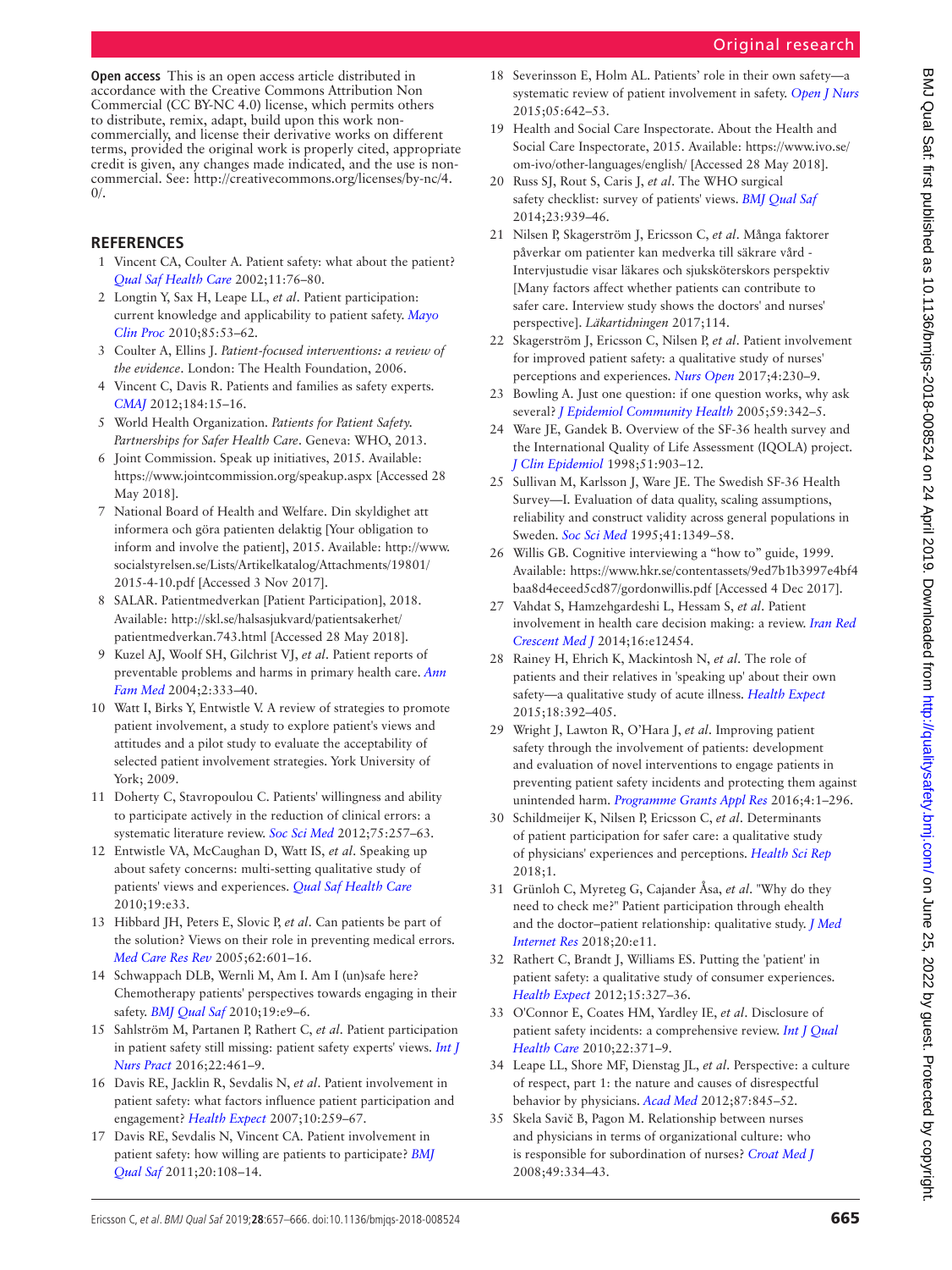**Open access** This is an open access article distributed in accordance with the Creative Commons Attribution Non Commercial (CC BY-NC 4.0) license, which permits others to distribute, remix, adapt, build upon this work non-commercially, and license their derivative works on different terms, provided the original work is properly cited, appropriate credit is given, any changes made indicated, and the use is non-commercial. See: http://creativecommons.org/licenses/by-nc/4.0/.

## REFERENCES

1. Vincent CA, Coulter A. Patient safety: what about the patient? *Qual Saf Health Care* 2002;11:76–80.
2. Longtin Y, Sax H, Leape LL, *et al*. Patient participation: current knowledge and applicability to patient safety. *Mayo Clin Proc* 2010;85:53–62.
3. Coulter A, Ellins J. *Patient-focused interventions: a review of the evidence*. London: The Health Foundation, 2006.
4. Vincent C, Davis R. Patients and families as safety experts. *CMAJ* 2012;184:15–16.
5. World Health Organization. *Patients for Patient Safety. Partnerships for Safer Health Care*. Geneva: WHO, 2013.
6. Joint Commission. Speak up initiatives, 2015. Available: https://www.jointcommission.org/speakup.aspx [Accessed 28 May 2018].
7. National Board of Health and Welfare. Din skyldighet att informera och göra patienten delaktig [Your obligation to inform and involve the patient], 2015. Available: http://www.socialstyrelsen.se/Lists/Artikelkatalog/Attachments/19801/2015-4-10.pdf [Accessed 3 Nov 2017].
8. SALAR. Patientmedverkan [Patient Participation], 2018. Available: http://skl.se/halsasjukvard/patientsakerhet/patientmedverkan.743.html [Accessed 28 May 2018].
9. Kuzel AJ, Woolf SH, Gilchrist VJ, *et al*. Patient reports of preventable problems and harms in primary health care. *Ann Fam Med* 2004;2:333–40.
10. Watt I, Birks Y, Entwistle V. A review of strategies to promote patient involvement, a study to explore patient's views and attitudes and a pilot study to evaluate the acceptability of selected patient involvement strategies. York University of York; 2009.
11. Doherty C, Stavropoulou C. Patients' willingness and ability to participate actively in the reduction of clinical errors: a systematic literature review. *Soc Sci Med* 2012;75:257–63.
12. Entwistle VA, McCaughan D, Watt IS, *et al*. Speaking up about safety concerns: multi-setting qualitative study of patients' views and experiences. *Qual Saf Health Care* 2010;19:e33.
13. Hibbard JH, Peters E, Slovic P, *et al*. Can patients be part of the solution? Views on their role in preventing medical errors. *Med Care Res Rev* 2005;62:601–16.
14. Schwappach DLB, Wernli M, Am I. Am I (un)safe here? Chemotherapy patients' perspectives towards engaging in their safety. *BMJ Qual Saf* 2010;19:e9–6.
15. Sahlström M, Partanen P, Rathert C, *et al*. Patient participation in patient safety still missing: patient safety experts' views. *Int J Nurs Pract* 2016;22:461–9.
16. Davis RE, Jacklin R, Sevdalis N, *et al*. Patient involvement in patient safety: what factors influence patient participation and engagement? *Health Expect* 2007;10:259–67.
17. Davis RE, Sevdalis N, Vincent CA. Patient involvement in patient safety: how willing are patients to participate? *BMJ Qual Saf* 2011;20:108–14.
18. Severinsson E, Holm AL. Patients' role in their own safety—a systematic review of patient involvement in safety. *Open J Nurs* 2015;05:642–53.
19. Health and Social Care Inspectorate. About the Health and Social Care Inspectorate, 2015. Available: https://www.ivo.se/om-ivo/other-languages/english/ [Accessed 28 May 2018].
20. Russ SJ, Rout S, Caris J, *et al*. The WHO surgical safety checklist: survey of patients' views. *BMJ Qual Saf* 2014;23:939–46.
21. Nilsen P, Skagerström J, Ericsson C, *et al*. Många faktorer påverkar om patienter kan medverka till säkrare vård - Intervjustudie visar läkares och sjuksköterskors perspektiv [Many factors affect whether patients can contribute to safer care. Interview study shows the doctors' and nurses' perspective]. *Läkartidningen* 2017;114.
22. Skagerström J, Ericsson C, Nilsen P, *et al*. Patient involvement for improved patient safety: a qualitative study of nurses' perceptions and experiences. *Nurs Open* 2017;4:230–9.
23. Bowling A. Just one question: if one question works, why ask several? *J Epidemiol Community Health* 2005;59:342–5.
24. Ware JE, Gandek B. Overview of the SF-36 health survey and the International Quality of Life Assessment (IQOLA) project. *J Clin Epidemiol* 1998;51:903–12.
25. Sullivan M, Karlsson J, Ware JE. The Swedish SF-36 Health Survey—I. Evaluation of data quality, scaling assumptions, reliability and construct validity across general populations in Sweden. *Soc Sci Med* 1995;41:1349–58.
26. Willis GB. Cognitive interviewing a "how to" guide, 1999. Available: https://www.hkr.se/contentassets/9ed7b1b3997e4bf4baa8d4eceed5cd87/gordonwillis.pdf [Accessed 4 Dec 2017].
27. Vahdat S, Hamzehgardeshi L, Hessam S, *et al*. Patient involvement in health care decision making: a review. *Iran Red Crescent Med J* 2014;16:e12454.
28. Rainey H, Ehrich K, Mackintosh N, *et al*. The role of patients and their relatives in 'speaking up' about their own safety—a qualitative study of acute illness. *Health Expect* 2015;18:392–405.
29. Wright J, Lawton R, O'Hara J, *et al*. Improving patient safety through the involvement of patients: development and evaluation of novel interventions to engage patients in preventing patient safety incidents and protecting them against unintended harm. *Programme Grants Appl Res* 2016;4:1–296.
30. Schildmeijer K, Nilsen P, Ericsson C, *et al*. Determinants of patient participation for safer care: a qualitative study of physicians' experiences and perceptions. *Health Sci Rep* 2018;1.
31. Grünloh C, Myreteg G, Cajander Åsa, *et al*. "Why do they need to check me?" Patient participation through ehealth and the doctor–patient relationship: qualitative study. *J Med Internet Res* 2018;20:e11.
32. Rathert C, Brandt J, Williams ES. Putting the 'patient' in patient safety: a qualitative study of consumer experiences. *Health Expect* 2012;15:327–36.
33. O'Connor E, Coates HM, Yardley IE, *et al*. Disclosure of patient safety incidents: a comprehensive review. *Int J Qual Health Care* 2010;22:371–9.
34. Leape LL, Shore MF, Dienstag JL, *et al*. Perspective: a culture of respect, part 1: the nature and causes of disrespectful behavior by physicians. *Acad Med* 2012;87:845–52.
35. Skela Savič B, Pagon M. Relationship between nurses and physicians in terms of organizational culture: who is responsible for subordination of nurses? *Croat Med J* 2008;49:334–43.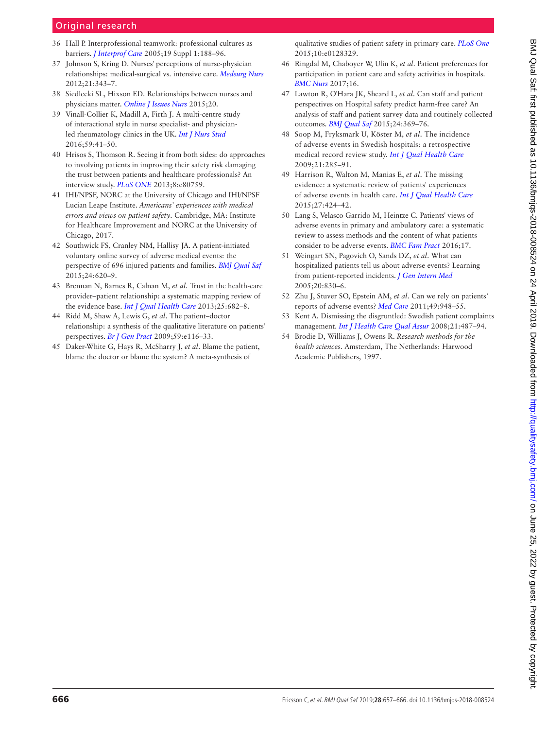36 Hall P. Interprofessional teamwork: professional cultures as barriers. *J Interprof Care* 2005;19 Suppl 1:188–96.

37 Johnson S, Kring D. Nurses' perceptions of nurse-physician relationships: medical-surgical vs. intensive care. *Medsurg Nurs* 2012;21:343–7.

38 Siedlecki SL, Hixson ED. Relationships between nurses and physicians matter. *Online J Issues Nurs* 2015;20.

39 Vinall-Collier K, Madill A, Firth J. A multi-centre study of interactional style in nurse specialist- and physician-led rheumatology clinics in the UK. *Int J Nurs Stud* 2016;59:41–50.

40 Hrisos S, Thomson R. Seeing it from both sides: do approaches to involving patients in improving their safety risk damaging the trust between patients and healthcare professionals? An interview study. *PLoS ONE* 2013;8:e80759.

41 IHI/NPSF, NORC at the University of Chicago and IHI/NPSF Lucian Leape Institute. *Americans' experiences with medical errors and views on patient safety*. Cambridge, MA: Institute for Healthcare Improvement and NORC at the University of Chicago, 2017.

42 Southwick FS, Cranley NM, Hallisy JA. A patient-initiated voluntary online survey of adverse medical events: the perspective of 696 injured patients and families. *BMJ Qual Saf* 2015;24:620–9.

43 Brennan N, Barnes R, Calnan M, *et al*. Trust in the health-care provider–patient relationship: a systematic mapping review of the evidence base. *Int J Qual Health Care* 2013;25:682–8.

44 Ridd M, Shaw A, Lewis G, *et al*. The patient–doctor relationship: a synthesis of the qualitative literature on patients' perspectives. *Br J Gen Pract* 2009;59:e116–33.

45 Daker-White G, Hays R, McSharry J, *et al*. Blame the patient, blame the doctor or blame the system? A meta-synthesis of qualitative studies of patient safety in primary care. *PLoS One* 2015;10:e0128329.

46 Ringdal M, Chaboyer W, Ulin K, *et al*. Patient preferences for participation in patient care and safety activities in hospitals. *BMC Nurs* 2017;16.

47 Lawton R, O'Hara JK, Sheard L, *et al*. Can staff and patient perspectives on Hospital safety predict harm-free care? An analysis of staff and patient survey data and routinely collected outcomes. *BMJ Qual Saf* 2015;24:369–76.

48 Soop M, Fryksmark U, Köster M, *et al*. The incidence of adverse events in Swedish hospitals: a retrospective medical record review study. *Int J Qual Health Care* 2009;21:285–91.

49 Harrison R, Walton M, Manias E, *et al*. The missing evidence: a systematic review of patients' experiences of adverse events in health care. *Int J Qual Health Care* 2015;27:424–42.

50 Lang S, Velasco Garrido M, Heintze C. Patients' views of adverse events in primary and ambulatory care: a systematic review to assess methods and the content of what patients consider to be adverse events. *BMC Fam Pract* 2016;17.

51 Weingart SN, Pagovich O, Sands DZ, *et al*. What can hospitalized patients tell us about adverse events? Learning from patient-reported incidents. *J Gen Intern Med* 2005;20:830–6.

52 Zhu J, Stuver SO, Epstein AM, *et al*. Can we rely on patients' reports of adverse events? *Med Care* 2011;49:948–55.

53 Kent A. Dismissing the disgruntled: Swedish patient complaints management. *Int J Health Care Qual Assur* 2008;21:487–94.

54 Brodie D, Williams J, Owens R. *Research methods for the health sciences*. Amsterdam, The Netherlands: Harwood Academic Publishers, 1997.